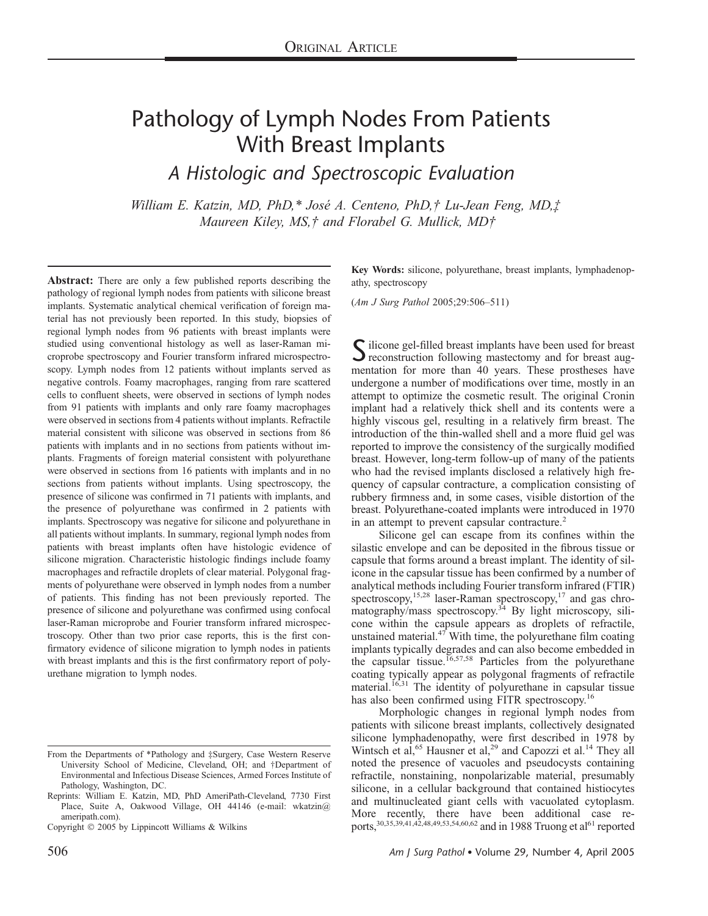ORIGINAL ARTICLE

# Pathology of Lymph Nodes From Patients With Breast Implants

## *A Histologic and Spectroscopic Evaluation*

*William E. Katzin, MD, PhD,\* José A. Centeno, PhD,† Lu-Jean Feng, MD,‡ Maureen Kiley, MS,† and Florabel G. Mullick, MD†*

**Abstract:** There are only a few published reports describing the pathology of regional lymph nodes from patients with silicone breast implants. Systematic analytical chemical verification of foreign material has not previously been reported. In this study, biopsies of regional lymph nodes from 96 patients with breast implants were studied using conventional histology as well as laser-Raman microprobe spectroscopy and Fourier transform infrared microspectroscopy. Lymph nodes from 12 patients without implants served as negative controls. Foamy macrophages, ranging from rare scattered cells to confluent sheets, were observed in sections of lymph nodes from 91 patients with implants and only rare foamy macrophages were observed in sections from 4 patients without implants. Refractile material consistent with silicone was observed in sections from 86 patients with implants and in no sections from patients without implants. Fragments of foreign material consistent with polyurethane were observed in sections from 16 patients with implants and in no sections from patients without implants. Using spectroscopy, the presence of silicone was confirmed in 71 patients with implants, and the presence of polyurethane was confirmed in 2 patients with implants. Spectroscopy was negative for silicone and polyurethane in all patients without implants. In summary, regional lymph nodes from patients with breast implants often have histologic evidence of silicone migration. Characteristic histologic findings include foamy macrophages and refractile droplets of clear material. Polygonal fragments of polyurethane were observed in lymph nodes from a number of patients. This finding has not been previously reported. The presence of silicone and polyurethane was confirmed using confocal laser-Raman microprobe and Fourier transform infrared microspectroscopy. Other than two prior case reports, this is the first confirmatory evidence of silicone migration to lymph nodes in patients with breast implants and this is the first confirmatory report of polyurethane migration to lymph nodes.

**Key Words:** silicone, polyurethane, breast implants, lymphadenopathy, spectroscopy

(*Am J Surg Pathol* 2005;29:506–511)

Silicone gel-filled breast implants have been used for breast reconstruction following mastectomy and for breast augmentation for more than 40 years. These prostheses have undergone a number of modifications over time, mostly in an attempt to optimize the cosmetic result. The original Cronin implant had a relatively thick shell and its contents were a highly viscous gel, resulting in a relatively firm breast. The introduction of the thin-walled shell and a more fluid gel was reported to improve the consistency of the surgically modified breast. However, long-term follow-up of many of the patients who had the revised implants disclosed a relatively high frequency of capsular contracture, a complication consisting of rubbery firmness and, in some cases, visible distortion of the breast. Polyurethane-coated implants were introduced in 1970 in an attempt to prevent capsular contracture.[2]

Silicone gel can escape from its confines within the silastic envelope and can be deposited in the fibrous tissue or capsule that forms around a breast implant. The identity of silicone in the capsular tissue has been confirmed by a number of analytical methods including Fourier transform infrared (FTIR) spectroscopy,[15,28] laser-Raman spectroscopy,[17] and gas chromatography/mass spectroscopy.[34] By light microscopy, silicone within the capsule appears as droplets of refractile, unstained material.[47] With time, the polyurethane film coating implants typically degrades and can also become embedded in the capsular tissue.[16,57,58] Particles from the polyurethane coating typically appear as polygonal fragments of refractile material.[16,31] The identity of polyurethane in capsular tissue has also been confirmed using FITR spectroscopy.[16]

Morphologic changes in regional lymph nodes from patients with silicone breast implants, collectively designated silicone lymphadenopathy, were first described in 1978 by Wintsch et al,[65] Hausner et al,[29] and Capozzi et al.[14] They all noted the presence of vacuoles and pseudocysts containing refractile, nonstaining, nonpolarizable material, presumably silicone, in a cellular background that contained histiocytes and multinucleated giant cells with vacuolated cytoplasm. More recently, there have been additional case reports,[30,35,39,41,42,48,49,53,54,60,62] and in 1988 Truong et al[61] reported

From the Departments of \*Pathology and ‡Surgery, Case Western Reserve University School of Medicine, Cleveland, OH; and †Department of Environmental and Infectious Disease Sciences, Armed Forces Institute of Pathology, Washington, DC.

Reprints: William E. Katzin, MD, PhD AmeriPath-Cleveland, 7730 First Place, Suite A, Oakwood Village, OH 44146 (e-mail: wkatzin@ameripath.com).

Copyright © 2005 by Lippincott Williams & Wilkins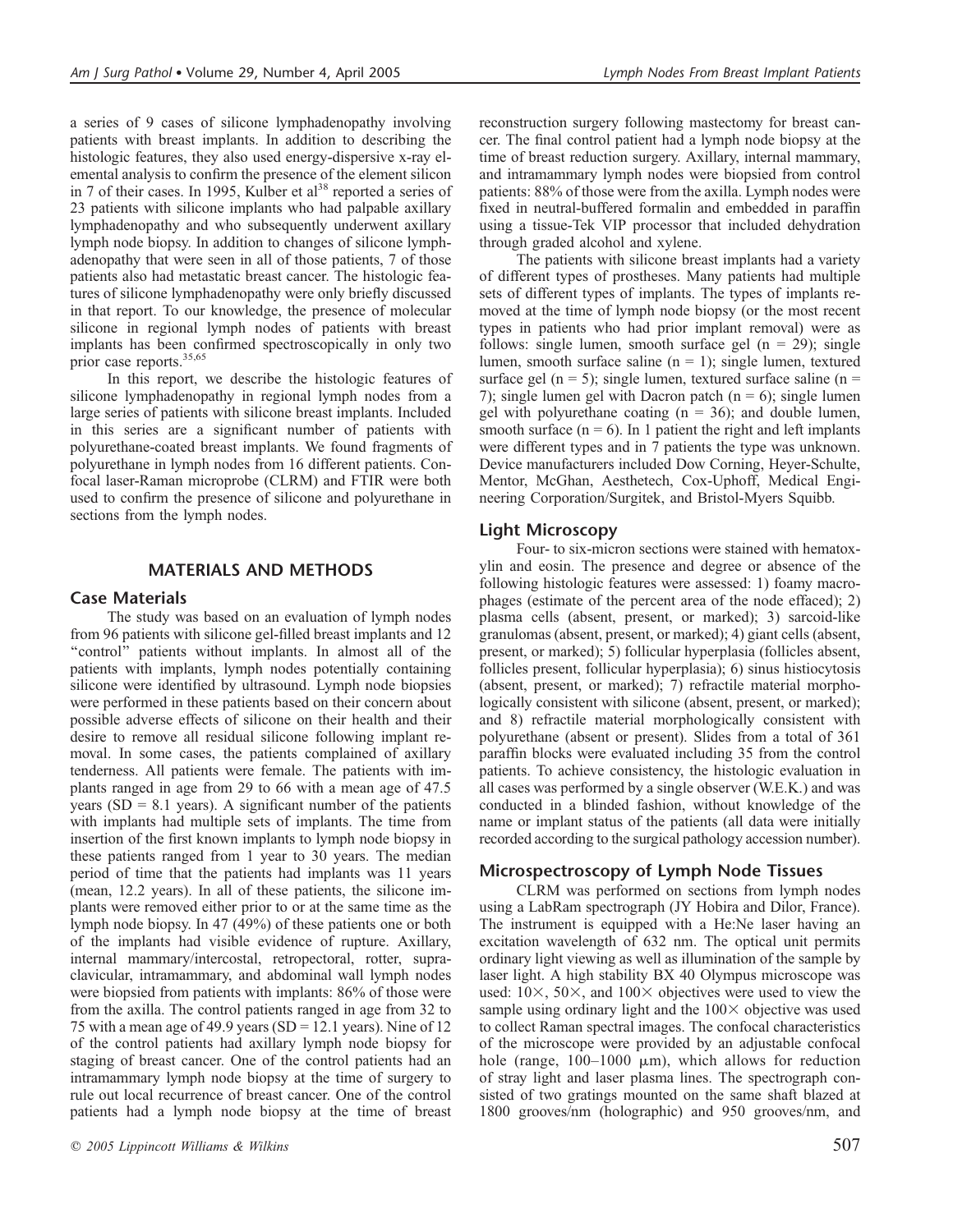a series of 9 cases of silicone lymphadenopathy involving patients with breast implants. In addition to describing the histologic features, they also used energy-dispersive x-ray elemental analysis to confirm the presence of the element silicon in 7 of their cases. In 1995, Kulber et al[38] reported a series of 23 patients with silicone implants who had palpable axillary lymphadenopathy and who subsequently underwent axillary lymph node biopsy. In addition to changes of silicone lymphadenopathy that were seen in all of those patients, 7 of those patients also had metastatic breast cancer. The histologic features of silicone lymphadenopathy were only briefly discussed in that report. To our knowledge, the presence of molecular silicone in regional lymph nodes of patients with breast implants has been confirmed spectroscopically in only two prior case reports.[35,65]

In this report, we describe the histologic features of silicone lymphadenopathy in regional lymph nodes from a large series of patients with silicone breast implants. Included in this series are a significant number of patients with polyurethane-coated breast implants. We found fragments of polyurethane in lymph nodes from 16 different patients. Confocal laser-Raman microprobe (CLRM) and FTIR were both used to confirm the presence of silicone and polyurethane in sections from the lymph nodes.

## MATERIALS AND METHODS

### Case Materials

The study was based on an evaluation of lymph nodes from 96 patients with silicone gel-filled breast implants and 12 "control" patients without implants. In almost all of the patients with implants, lymph nodes potentially containing silicone were identified by ultrasound. Lymph node biopsies were performed in these patients based on their concern about possible adverse effects of silicone on their health and their desire to remove all residual silicone following implant removal. In some cases, the patients complained of axillary tenderness. All patients were female. The patients with implants ranged in age from 29 to 66 with a mean age of 47.5 years (SD = 8.1 years). A significant number of the patients with implants had multiple sets of implants. The time from insertion of the first known implants to lymph node biopsy in these patients ranged from 1 year to 30 years. The median period of time that the patients had implants was 11 years (mean, 12.2 years). In all of these patients, the silicone implants were removed either prior to or at the same time as the lymph node biopsy. In 47 (49%) of these patients one or both of the implants had visible evidence of rupture. Axillary, internal mammary/intercostal, retropectoral, rotter, supraclavicular, intramammary, and abdominal wall lymph nodes were biopsied from patients with implants: 86% of those were from the axilla. The control patients ranged in age from 32 to 75 with a mean age of 49.9 years (SD = 12.1 years). Nine of 12 of the control patients had axillary lymph node biopsy for staging of breast cancer. One of the control patients had an intramammary lymph node biopsy at the time of surgery to rule out local recurrence of breast cancer. One of the control patients had a lymph node biopsy at the time of breast reconstruction surgery following mastectomy for breast cancer. The final control patient had a lymph node biopsy at the time of breast reduction surgery. Axillary, internal mammary, and intramammary lymph nodes were biopsied from control patients: 88% of those were from the axilla. Lymph nodes were fixed in neutral-buffered formalin and embedded in paraffin using a tissue-Tek VIP processor that included dehydration through graded alcohol and xylene.

The patients with silicone breast implants had a variety of different types of prostheses. Many patients had multiple sets of different types of implants. The types of implants removed at the time of lymph node biopsy (or the most recent types in patients who had prior implant removal) were as follows: single lumen, smooth surface gel (n = 29); single lumen, smooth surface saline (n = 1); single lumen, textured surface gel (n = 5); single lumen, textured surface saline (n = 7); single lumen gel with Dacron patch (n = 6); single lumen gel with polyurethane coating (n = 36); and double lumen, smooth surface (n = 6). In 1 patient the right and left implants were different types and in 7 patients the type was unknown. Device manufacturers included Dow Corning, Heyer-Schulte, Mentor, McGhan, Aesthetech, Cox-Uphoff, Medical Engineering Corporation/Surgitek, and Bristol-Myers Squibb.

### Light Microscopy

Four- to six-micron sections were stained with hematoxylin and eosin. The presence and degree or absence of the following histologic features were assessed: 1) foamy macrophages (estimate of the percent area of the node effaced); 2) plasma cells (absent, present, or marked); 3) sarcoid-like granulomas (absent, present, or marked); 4) giant cells (absent, present, or marked); 5) follicular hyperplasia (follicles absent, follicles present, follicular hyperplasia); 6) sinus histiocytosis (absent, present, or marked); 7) refractile material morphologically consistent with silicone (absent, present, or marked); and 8) refractile material morphologically consistent with polyurethane (absent or present). Slides from a total of 361 paraffin blocks were evaluated including 35 from the control patients. To achieve consistency, the histologic evaluation in all cases was performed by a single observer (W.E.K.) and was conducted in a blinded fashion, without knowledge of the name or implant status of the patients (all data were initially recorded according to the surgical pathology accession number).

### Microspectroscopy of Lymph Node Tissues

CLRM was performed on sections from lymph nodes using a LabRam spectrograph (JY Hobira and Dilor, France). The instrument is equipped with a He:Ne laser having an excitation wavelength of 632 nm. The optical unit permits ordinary light viewing as well as illumination of the sample by laser light. A high stability BX 40 Olympus microscope was used: 10×, 50×, and 100× objectives were used to view the sample using ordinary light and the 100× objective was used to collect Raman spectral images. The confocal characteristics of the microscope were provided by an adjustable confocal hole (range, 100–1000 μm), which allows for reduction of stray light and laser plasma lines. The spectrograph consisted of two gratings mounted on the same shaft blazed at 1800 grooves/nm (holographic) and 950 grooves/nm, and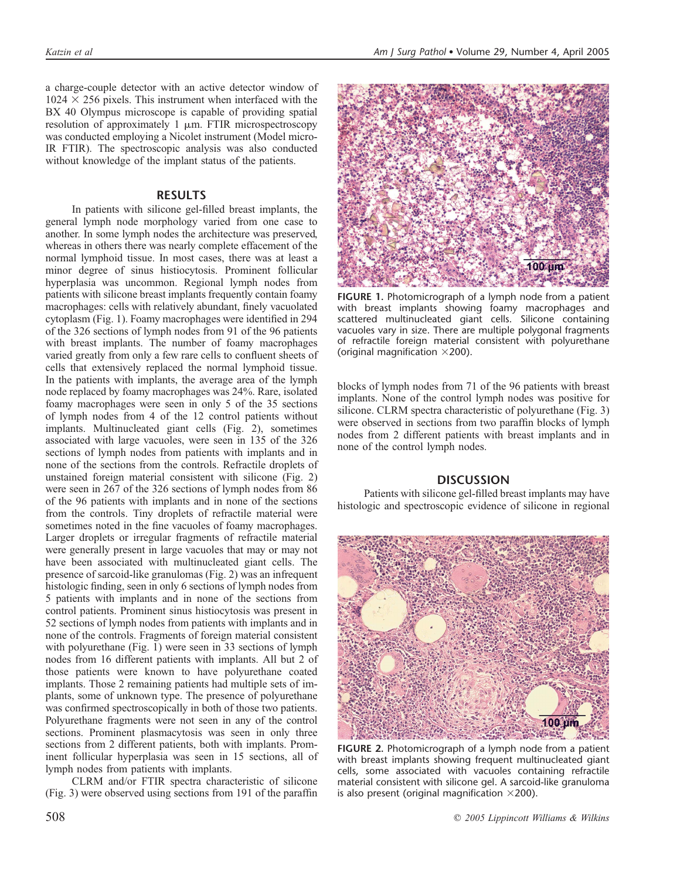a charge-couple detector with an active detector window of 1024 × 256 pixels. This instrument when interfaced with the BX 40 Olympus microscope is capable of providing spatial resolution of approximately 1 μm. FTIR microspectroscopy was conducted employing a Nicolet instrument (Model micro-IR FTIR). The spectroscopic analysis was also conducted without knowledge of the implant status of the patients.

## RESULTS

In patients with silicone gel-filled breast implants, the general lymph node morphology varied from one case to another. In some lymph nodes the architecture was preserved, whereas in others there was nearly complete effacement of the normal lymphoid tissue. In most cases, there was at least a minor degree of sinus histiocytosis. Prominent follicular hyperplasia was uncommon. Regional lymph nodes from patients with silicone breast implants frequently contain foamy macrophages: cells with relatively abundant, finely vacuolated cytoplasm (Fig. 1). Foamy macrophages were identified in 294 of the 326 sections of lymph nodes from 91 of the 96 patients with breast implants. The number of foamy macrophages varied greatly from only a few rare cells to confluent sheets of cells that extensively replaced the normal lymphoid tissue. In the patients with implants, the average area of the lymph node replaced by foamy macrophages was 24%. Rare, isolated foamy macrophages were seen in only 5 of the 35 sections of lymph nodes from 4 of the 12 control patients without implants. Multinucleated giant cells (Fig. 2), sometimes associated with large vacuoles, were seen in 135 of the 326 sections of lymph nodes from patients with implants and in none of the sections from the controls. Refractile droplets of unstained foreign material consistent with silicone (Fig. 2) were seen in 267 of the 326 sections of lymph nodes from 86 of the 96 patients with implants and in none of the sections from the controls. Tiny droplets of refractile material were sometimes noted in the fine vacuoles of foamy macrophages. Larger droplets or irregular fragments of refractile material were generally present in large vacuoles that may or may not have been associated with multinucleated giant cells. The presence of sarcoid-like granulomas (Fig. 2) was an infrequent histologic finding, seen in only 6 sections of lymph nodes from 5 patients with implants and in none of the sections from control patients. Prominent sinus histiocytosis was present in 52 sections of lymph nodes from patients with implants and in none of the controls. Fragments of foreign material consistent with polyurethane (Fig. 1) were seen in 33 sections of lymph nodes from 16 different patients with implants. All but 2 of those patients were known to have polyurethane coated implants. Those 2 remaining patients had multiple sets of implants, some of unknown type. The presence of polyurethane was confirmed spectroscopically in both of those two patients. Polyurethane fragments were not seen in any of the control sections. Prominent plasmacytosis was seen in only three sections from 2 different patients, both with implants. Prominent follicular hyperplasia was seen in 15 sections, all of lymph nodes from patients with implants.

CLRM and/or FTIR spectra characteristic of silicone (Fig. 3) were observed using sections from 191 of the paraffin blocks of lymph nodes from 71 of the 96 patients with breast implants. None of the control lymph nodes was positive for silicone. CLRM spectra characteristic of polyurethane (Fig. 3) were observed in sections from two paraffin blocks of lymph nodes from 2 different patients with breast implants and in none of the control lymph nodes.

FIGURE 1. Photomicrograph of a lymph node from a patient with breast implants showing foamy macrophages and scattered multinucleated giant cells. Silicone containing vacuoles vary in size. There are multiple polygonal fragments of refractile foreign material consistent with polyurethane (original magnification ×200).

FIGURE 2. Photomicrograph of a lymph node from a patient with breast implants showing frequent multinucleated giant cells, some associated with vacuoles containing refractile material consistent with silicone gel. A sarcoid-like granuloma is also present (original magnification ×200).

## DISCUSSION

Patients with silicone gel-filled breast implants may have histologic and spectroscopic evidence of silicone in regional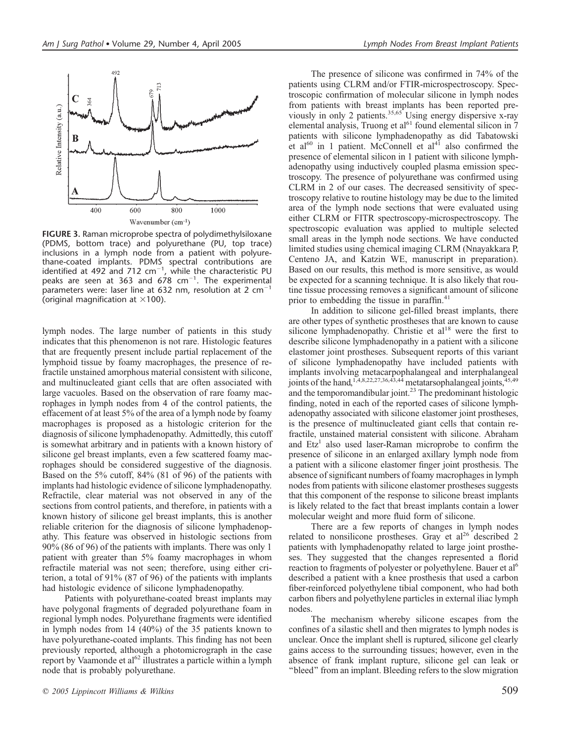FIGURE 3. Raman microprobe spectra of polydimethylsiloxane (PDMS, bottom trace) and polyurethane (PU, top trace) inclusions in a lymph node from a patient with polyurethane-coated implants. PDMS spectral contributions are identified at 492 and 712 cm$^{-1}$, while the characteristic PU peaks are seen at 363 and 678 cm$^{-1}$. The experimental parameters were: laser line at 632 nm, resolution at 2 cm$^{-1}$ (original magnification at ×100).

lymph nodes. The large number of patients in this study indicates that this phenomenon is not rare. Histologic features that are frequently present include partial replacement of the lymphoid tissue by foamy macrophages, the presence of refractile unstained amorphous material consistent with silicone, and multinucleated giant cells that are often associated with large vacuoles. Based on the observation of rare foamy macrophages in lymph nodes from 4 of the control patients, the effacement of at least 5% of the area of a lymph node by foamy macrophages is proposed as a histologic criterion for the diagnosis of silicone lymphadenopathy. Admittedly, this cutoff is somewhat arbitrary and in patients with a known history of silicone gel breast implants, even a few scattered foamy macrophages should be considered suggestive of the diagnosis. Based on the 5% cutoff, 84% (81 of 96) of the patients with implants had histologic evidence of silicone lymphadenopathy. Refractile, clear material was not observed in any of the sections from control patients, and therefore, in patients with a known history of silicone gel breast implants, this is another reliable criterion for the diagnosis of silicone lymphadenopathy. This feature was observed in histologic sections from 90% (86 of 96) of the patients with implants. There was only 1 patient with greater than 5% foamy macrophages in whom refractile material was not seen; therefore, using either criterion, a total of 91% (87 of 96) of the patients with implants had histologic evidence of silicone lymphadenopathy.

Patients with polyurethane-coated breast implants may have polygonal fragments of degraded polyurethane foam in regional lymph nodes. Polyurethane fragments were identified in lymph nodes from 14 (40%) of the 35 patients known to have polyurethane-coated implants. This finding has not been previously reported, although a photomicrograph in the case report by Vaamonde et al[62] illustrates a particle within a lymph node that is probably polyurethane.

The presence of silicone was confirmed in 74% of the patients using CLRM and/or FTIR-microspectroscopy. Spectroscopic confirmation of molecular silicone in lymph nodes from patients with breast implants has been reported previously in only 2 patients.[35,65] Using energy dispersive x-ray elemental analysis, Truong et al[61] found elemental silicon in 7 patients with silicone lymphadenopathy as did Tabatowski et al[60] in 1 patient. McConnell et al[41] also confirmed the presence of elemental silicon in 1 patient with silicone lymphadenopathy using inductively coupled plasma emission spectroscopy. The presence of polyurethane was confirmed using CLRM in 2 of our cases. The decreased sensitivity of spectroscopy relative to routine histology may be due to the limited area of the lymph node sections that were evaluated using either CLRM or FITR spectroscopy-microspectroscopy. The spectroscopic evaluation was applied to multiple selected small areas in the lymph node sections. We have conducted limited studies using chemical imaging CLRM (Nnayakkara P, Centeno JA, and Katzin WE, manuscript in preparation). Based on our results, this method is more sensitive, as would be expected for a scanning technique. It is also likely that routine tissue processing removes a significant amount of silicone prior to embedding the tissue in paraffin.[41]

In addition to silicone gel-filled breast implants, there are other types of synthetic prostheses that are known to cause silicone lymphadenopathy. Christie et al[18] were the first to describe silicone lymphadenopathy in a patient with a silicone elastomer joint prostheses. Subsequent reports of this variant of silicone lymphadenopathy have included patients with implants involving metacarpophalangeal and interphalangeal joints of the hand,[1,4,8,22,27,36,43,44] metatarsophalangeal joints,[45,49] and the temporomandibular joint.[23] The predominant histologic finding, noted in each of the reported cases of silicone lymphadenopathy associated with silicone elastomer joint prostheses, is the presence of multinucleated giant cells that contain refractile, unstained material consistent with silicone. Abraham and Etz[1] also used laser-Raman microprobe to confirm the presence of silicone in an enlarged axillary lymph node from a patient with a silicone elastomer finger joint prosthesis. The absence of significant numbers of foamy macrophages in lymph nodes from patients with silicone elastomer prostheses suggests that this component of the response to silicone breast implants is likely related to the fact that breast implants contain a lower molecular weight and more fluid form of silicone.

There are a few reports of changes in lymph nodes related to nonsilicone prostheses. Gray et al[26] described 2 patients with lymphadenopathy related to large joint prostheses. They suggested that the changes represented a florid reaction to fragments of polyester or polyethylene. Bauer et al[6] described a patient with a knee prosthesis that used a carbon fiber-reinforced polyethylene tibial component, who had both carbon fibers and polyethylene particles in external iliac lymph nodes.

The mechanism whereby silicone escapes from the confines of a silastic shell and then migrates to lymph nodes is unclear. Once the implant shell is ruptured, silicone gel clearly gains access to the surrounding tissues; however, even in the absence of frank implant rupture, silicone gel can leak or "bleed" from an implant. Bleeding refers to the slow migration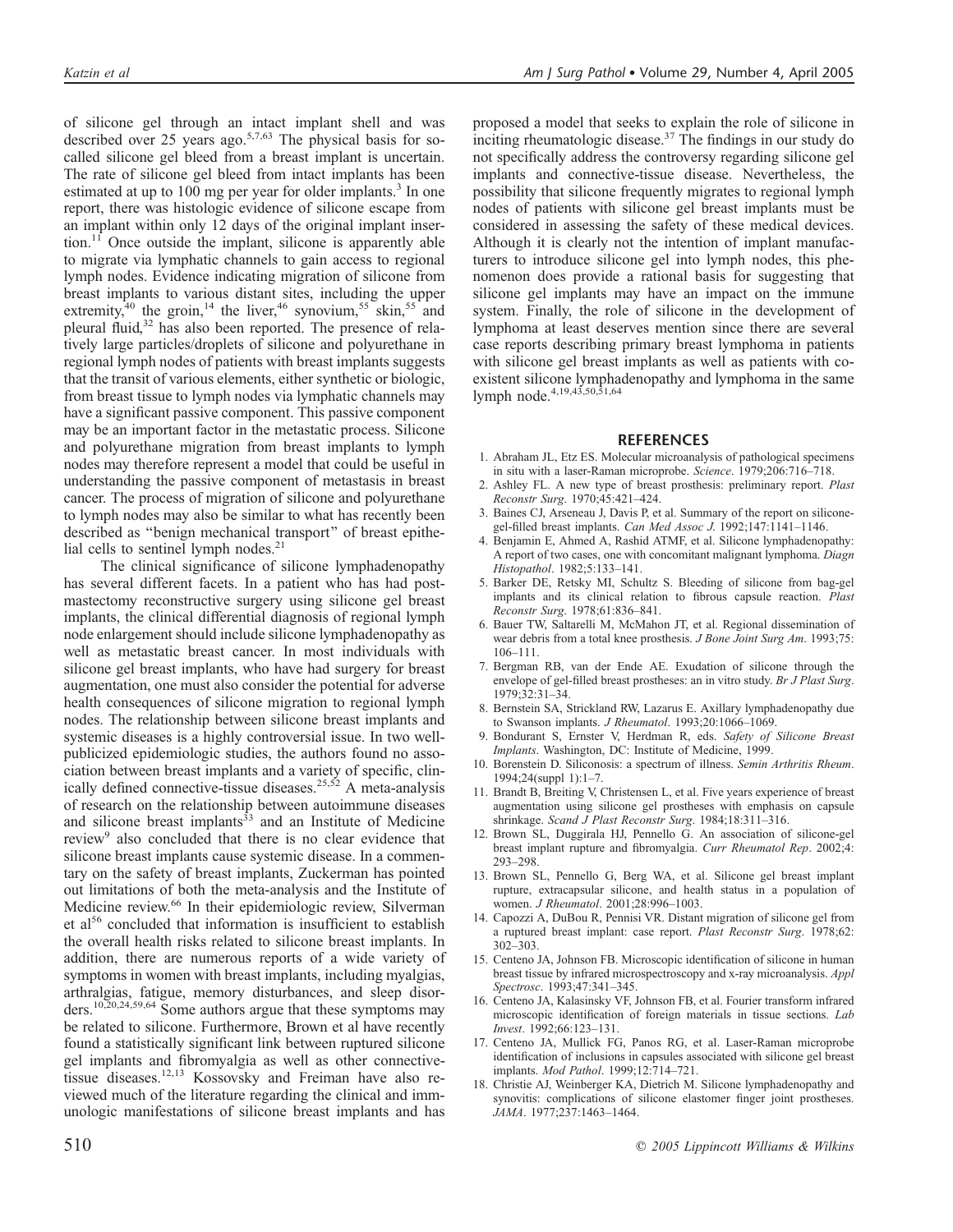of silicone gel through an intact implant shell and was described over 25 years ago.[5,7,63] The physical basis for so-called silicone gel bleed from a breast implant is uncertain. The rate of silicone gel bleed from intact implants has been estimated at up to 100 mg per year for older implants.[3] In one report, there was histologic evidence of silicone escape from an implant within only 12 days of the original implant insertion.[11] Once outside the implant, silicone is apparently able to migrate via lymphatic channels to gain access to regional lymph nodes. Evidence indicating migration of silicone from breast implants to various distant sites, including the upper extremity,[40] the groin,[14] the liver,[46] synovium,[55] skin,[55] and pleural fluid,[32] has also been reported. The presence of relatively large particles/droplets of silicone and polyurethane in regional lymph nodes of patients with breast implants suggests that the transit of various elements, either synthetic or biologic, from breast tissue to lymph nodes via lymphatic channels may have a significant passive component. This passive component may be an important factor in the metastatic process. Silicone and polyurethane migration from breast implants to lymph nodes may therefore represent a model that could be useful in understanding the passive component of metastasis in breast cancer. The process of migration of silicone and polyurethane to lymph nodes may also be similar to what has recently been described as "benign mechanical transport" of breast epithelial cells to sentinel lymph nodes.[21]

The clinical significance of silicone lymphadenopathy has several different facets. In a patient who has had postmastectomy reconstructive surgery using silicone gel breast implants, the clinical differential diagnosis of regional lymph node enlargement should include silicone lymphadenopathy as well as metastatic breast cancer. In most individuals with silicone gel breast implants, who have had surgery for breast augmentation, one must also consider the potential for adverse health consequences of silicone migration to regional lymph nodes. The relationship between silicone breast implants and systemic diseases is a highly controversial issue. In two well-publicized epidemiologic studies, the authors found no association between breast implants and a variety of specific, clinically defined connective-tissue diseases.[25,52] A meta-analysis of research on the relationship between autoimmune diseases and silicone breast implants[33] and an Institute of Medicine review[9] also concluded that there is no clear evidence that silicone breast implants cause systemic disease. In a commentary on the safety of breast implants, Zuckerman has pointed out limitations of both the meta-analysis and the Institute of Medicine review.[66] In their epidemiologic review, Silverman et al[56] concluded that information is insufficient to establish the overall health risks related to silicone breast implants. In addition, there are numerous reports of a wide variety of symptoms in women with breast implants, including myalgias, arthralgias, fatigue, memory disturbances, and sleep disorders.[10,20,24,59,64] Some authors argue that these symptoms may be related to silicone. Furthermore, Brown et al have recently found a statistically significant link between ruptured silicone gel implants and fibromyalgia as well as other connective-tissue diseases.[12,13] Kossovsky and Freiman have also reviewed much of the literature regarding the clinical and immunologic manifestations of silicone breast implants and has proposed a model that seeks to explain the role of silicone in inciting rheumatologic disease.[37] The findings in our study do not specifically address the controversy regarding silicone gel implants and connective-tissue disease. Nevertheless, the possibility that silicone frequently migrates to regional lymph nodes of patients with silicone gel breast implants must be considered in assessing the safety of these medical devices. Although it is clearly not the intention of implant manufacturers to introduce silicone gel into lymph nodes, this phenomenon does provide a rational basis for suggesting that silicone gel implants may have an impact on the immune system. Finally, the role of silicone in the development of lymphoma at least deserves mention since there are several case reports describing primary breast lymphoma in patients with silicone gel breast implants as well as patients with coexistent silicone lymphadenopathy and lymphoma in the same lymph node.[4,19,43,50,51,64]

## REFERENCES

1. Abraham JL, Etz ES. Molecular microanalysis of pathological specimens in situ with a laser-Raman microprobe. *Science*. 1979;206:716–718.
2. Ashley FL. A new type of breast prosthesis: preliminary report. *Plast Reconstr Surg*. 1970;45:421–424.
3. Baines CJ, Arseneau J, Davis P, et al. Summary of the report on silicone-gel-filled breast implants. *Can Med Assoc J*. 1992;147:1141–1146.
4. Benjamin E, Ahmed A, Rashid ATMF, et al. Silicone lymphadenopathy: A report of two cases, one with concomitant malignant lymphoma. *Diagn Histopathol*. 1982;5:133–141.
5. Barker DE, Retsky MI, Schultz S. Bleeding of silicone from bag-gel implants and its clinical relation to fibrous capsule reaction. *Plast Reconstr Surg*. 1978;61:836–841.
6. Bauer TW, Saltarelli M, McMahon JT, et al. Regional dissemination of wear debris from a total knee prosthesis. *J Bone Joint Surg Am*. 1993;75: 106–111.
7. Bergman RB, van der Ende AE. Exudation of silicone through the envelope of gel-filled breast prostheses: an in vitro study. *Br J Plast Surg*. 1979;32:31–34.
8. Bernstein SA, Strickland RW, Lazarus E. Axillary lymphadenopathy due to Swanson implants. *J Rheumatol*. 1993;20:1066–1069.
9. Bondurant S, Ernster V, Herdman R, eds. *Safety of Silicone Breast Implants*. Washington, DC: Institute of Medicine, 1999.
10. Borenstein D. Siliconosis: a spectrum of illness. *Semin Arthritis Rheum*. 1994;24(suppl 1):1–7.
11. Brandt B, Breiting V, Christensen L, et al. Five years experience of breast augmentation using silicone gel prostheses with emphasis on capsule shrinkage. *Scand J Plast Reconstr Surg*. 1984;18:311–316.
12. Brown SL, Duggirala HJ, Pennello G. An association of silicone-gel breast implant rupture and fibromyalgia. *Curr Rheumatol Rep*. 2002;4: 293–298.
13. Brown SL, Pennello G, Berg WA, et al. Silicone gel breast implant rupture, extracapsular silicone, and health status in a population of women. *J Rheumatol*. 2001;28:996–1003.
14. Capozzi A, DuBou R, Pennisi VR. Distant migration of silicone gel from a ruptured breast implant: case report. *Plast Reconstr Surg*. 1978;62: 302–303.
15. Centeno JA, Johnson FB. Microscopic identification of silicone in human breast tissue by infrared microspectroscopy and x-ray microanalysis. *Appl Spectrosc*. 1993;47:341–345.
16. Centeno JA, Kalasinsky VF, Johnson FB, et al. Fourier transform infrared microscopic identification of foreign materials in tissue sections. *Lab Invest*. 1992;66:123–131.
17. Centeno JA, Mullick FG, Panos RG, et al. Laser-Raman microprobe identification of inclusions in capsules associated with silicone gel breast implants. *Mod Pathol*. 1999;12:714–721.
18. Christie AJ, Weinberger KA, Dietrich M. Silicone lymphadenopathy and synovitis: complications of silicone elastomer finger joint prostheses. *JAMA*. 1977;237:1463–1464.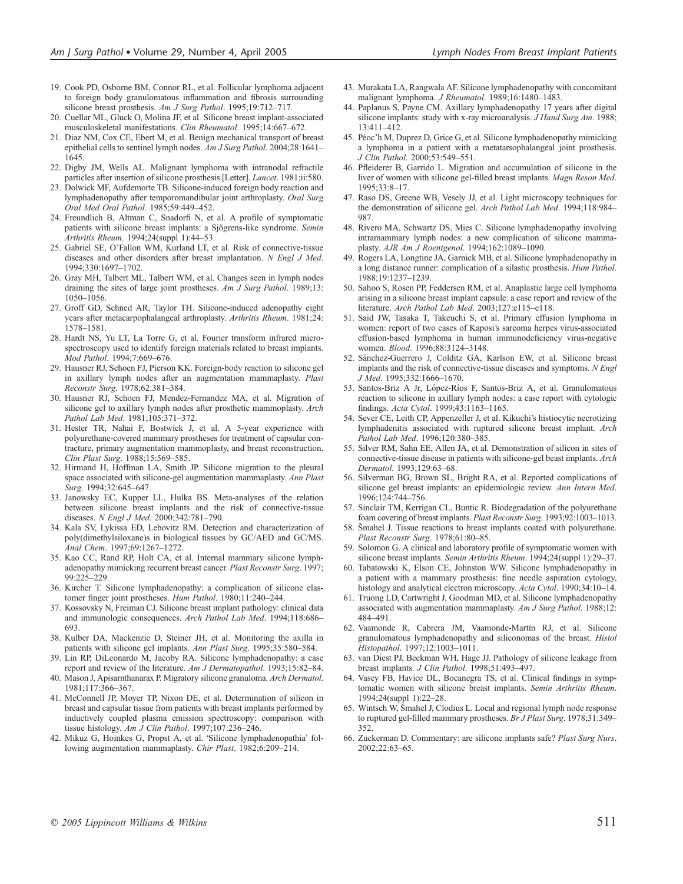19. Cook PD, Osborne BM, Connor RL, et al. Follicular lymphoma adjacent to foreign body granulomatous inflammation and fibrosis surrounding silicone breast prosthesis. *Am J Surg Pathol*. 1995;19:712–717.
20. Cuellar ML, Gluck O, Molina JF, et al. Silicone breast implant-associated musculoskeletal manifestations. *Clin Rheumatol*. 1995;14:667–672.
21. Diaz NM, Cox CE, Ebert M, et al. Benign mechanical transport of breast epithelial cells to sentinel lymph nodes. *Am J Surg Pathol*. 2004;28:1641–1645.
22. Digby JM, Wells AL. Malignant lymphoma with intranodal refractile particles after insertion of silicone prosthesis [Letter]. *Lancet*. 1981;ii:580.
23. Dolwick MF, Aufdemorte TB. Silicone-induced foreign body reaction and lymphadenopathy after temporomandibular joint arthroplasty. *Oral Surg Oral Med Oral Pathol*. 1985;59:449–452.
24. Freundlich B, Altman C, Snadorfi N, et al. A profile of symptomatic patients with silicone breast implants: a Sjögrens-like syndrome. *Semin Arthritis Rheum*. 1994;24(suppl 1):44–53.
25. Gabriel SE, O'Fallon WM, Kurland LT, et al. Risk of connective-tissue diseases and other disorders after breast implantation. *N Engl J Med*. 1994;330:1697–1702.
26. Gray MH, Talbert ML, Talbert WM, et al. Changes seen in lymph nodes draining the sites of large joint prostheses. *Am J Surg Pathol*. 1989;13: 1050–1056.
27. Groff GD, Schned AR, Taylor TH. Silicone-induced adenopathy eight years after metacarpophalangeal arthroplasty. *Arthritis Rheum*. 1981;24: 1578–1581.
28. Hardt NS, Yu LT, La Torre G, et al. Fourier transform infrared microspectroscopy used to identify foreign materials related to breast implants. *Mod Pathol*. 1994;7:669–676.
29. Hausner RJ, Schoen FJ, Pierson KK. Foreign-body reaction to silicone gel in axillary lymph nodes after an augmentation mammaplasty. *Plast Reconstr Surg*. 1978;62:381–384.
30. Hausner RJ, Schoen FJ, Mendez-Fernandez MA, et al. Migration of silicone gel to axillary lymph nodes after prosthetic mammoplasty. *Arch Pathol Lab Med*. 1981;105:371–372.
31. Hester TR, Nahai F, Bostwick J, et al. A 5-year experience with polyurethane-covered mammary prostheses for treatment of capsular contracture, primary augmentation mammoplasty, and breast reconstruction. *Clin Plast Surg*. 1988;15:569–585.
32. Hirmand H, Hoffman LA, Smith JP. Silicone migration to the pleural space associated with silicone-gel augmentation mammaplasty. *Ann Plast Surg*. 1994;32:645–647.
33. Janowsky EC, Kupper LL, Hulka BS. Meta-analyses of the relation between silicone breast implants and the risk of connective-tissue diseases. *N Engl J Med*. 2000;342:781–790.
34. Kala SV, Lykissa ED, Lebovitz RM. Detection and characterization of poly(dimethylsiloxane)s in biological tissues by GC/AED and GC/MS. *Anal Chem*. 1997;69:1267–1272.
35. Kao CC, Rand RP, Holt CA, et al. Internal mammary silicone lymphadenopathy mimicking recurrent breast cancer. *Plast Reconstr Surg*. 1997; 99:225–229.
36. Kircher T. Silicone lymphadenopathy: a complication of silicone elastomer finger joint prostheses. *Hum Pathol*. 1980;11:240–244.
37. Kossovsky N, Freiman CJ. Silicone breast implant pathology: clinical data and immunologic consequences. *Arch Pathol Lab Med*. 1994;118:686–693.
38. Kulber DA, Mackenzie D, Steiner JH, et al. Monitoring the axilla in patients with silicone gel implants. *Ann Plast Surg*. 1995;35:580–584.
39. Lin RP, DiLeonardo M, Jacoby RA. Silicone lymphadenopathy: a case report and review of the literature. *Am J Dermatopathol*. 1993;15:82–84.
40. Mason J, Apisarnthanarax P. Migratory silicone granuloma. *Arch Dermatol*. 1981;117:366–367.
41. McConnell JP, Moyer TP, Nixon DE, et al. Determination of silicon in breast and capsular tissue from patients with breast implants performed by inductively coupled plasma emission spectroscopy: comparison with tissue histology. *Am J Clin Pathol*. 1997;107:236–246.
42. Mikuz G, Hoinkes G, Propst A, et al. 'Silicone lymphadenopathia' following augmentation mammaplasty. *Chir Plast*. 1982;6:209–214.
43. Murakata LA, Rangwala AF. Silicone lymphadenopathy with concomitant malignant lymphoma. *J Rheumatol*. 1989;16:1480–1483.
44. Paplanus S, Payne CM. Axillary lymphadenopathy 17 years after digital silicone implants: study with x-ray microanalysis. *J Hand Surg Am*. 1988; 13:411–412.
45. Péoc'h M, Duprez D, Grice G, et al. Silicone lymphadenopathy mimicking a lymphoma in a patient with a metatarsophalangeal joint prosthesis. *J Clin Pathol*. 2000;53:549–551.
46. Pfleiderer B, Garrido L. Migration and accumulation of silicone in the liver of women with silicone gel-filled breast implants. *Magn Reson Med*. 1995;33:8–17.
47. Raso DS, Greene WB, Vesely JJ, et al. Light microscopy techniques for the demonstration of silicone gel. *Arch Pathol Lab Med*. 1994;118:984–987.
48. Rivero MA, Schwartz DS, Mies C. Silicone lymphadenopathy involving intramammary lymph nodes: a new complication of silicone mammaplasty. *AJR Am J Roentgenol*. 1994;162:1089–1090.
49. Rogers LA, Longtine JA, Garnick MB, et al. Silicone lymphadenopathy in a long distance runner: complication of a silastic prosthesis. *Hum Pathol*. 1988;19:1237–1239.
50. Sahoo S, Rosen PP, Feddersen RM, et al. Anaplastic large cell lymphoma arising in a silicone breast implant capsule: a case report and review of the literature. *Arch Pathol Lab Med*. 2003;127:e115–e118.
51. Said JW, Tasaka T, Takeuchi S, et al. Primary effusion lymphoma in women: report of two cases of Kaposi's sarcoma herpes virus-associated effusion-based lymphoma in human immunodeficiency virus-negative women. *Blood*. 1996;88:3124–3148.
52. Sánchez-Guerrero J, Colditz GA, Karlson EW, et al. Silicone breast implants and the risk of connective-tissue diseases and symptoms. *N Engl J Med*. 1995;332:1666–1670.
53. Santos-Briz A Jr, López-Ríos F, Santos-Briz A, et al. Granulomatous reaction to silicone in axillary lymph nodes: a case report with cytologic findings. *Acta Cytol*. 1999;43:1163–1165.
54. Sever CE, Leith CP, Appenzeller J, et al. Kikuchi's histiocytic necrotizing lymphadenitis associated with ruptured silicone breast implant. *Arch Pathol Lab Med*. 1996;120:380–385.
55. Silver RM, Sahn EE, Allen JA, et al. Demonstration of silicon in sites of connective-tissue disease in patients with silicone-gel beast implants. *Arch Dermatol*. 1993;129:63–68.
56. Silverman BG, Brown SL, Bright RA, et al. Reported complications of silicone gel breast implants: an epidemiologic review. *Ann Intern Med*. 1996;124:744–756.
57. Sinclair TM, Kerrigan CL, Buntic R. Biodegradation of the polyurethane foam covering of breast implants. *Plast Reconstr Surg*. 1993;92:1003–1013.
58. Šmahel J. Tissue reactions to breast implants coated with polyurethane. *Plast Reconstr Surg*. 1978;61:80–85.
59. Solomon G. A clinical and laboratory profile of symptomatic women with silicone breast implants. *Semin Arthritis Rheum*. 1994;24(suppl 1):29–37.
60. Tabatowski K, Elson CE, Johnston WW. Silicone lymphadenopathy in a patient with a mammary prosthesis: fine needle aspiration cytology, histology and analytical electron microscopy. *Acta Cytol*. 1990;34:10–14.
61. Truong LD, Cartwright J, Goodman MD, et al. Silicone lymphadenopathy associated with augmentation mammaplasty. *Am J Surg Pathol*. 1988;12: 484–491.
62. Vaamonde R, Cabrera JM, Vaamonde-Martín RJ, et al. Silicone granulomatous lymphadenopathy and siliconomas of the breast. *Histol Histopathol*. 1997;12:1003–1011.
63. van Diest PJ, Beekman WH, Hage JJ. Pathology of silicone leakage from breast implants. *J Clin Pathol*. 1998;51:493–497.
64. Vasey FB, Havice DL, Bocanegra TS, et al. Clinical findings in symptomatic women with silicone breast implants. *Semin Arthritis Rheum*. 1994;24(suppl 1):22–28.
65. Wintsch W, Šmahel J, Clodius L. Local and regional lymph node response to ruptured gel-filled mammary prostheses. *Br J Plast Surg*. 1978;31:349–352.
66. Zuckerman D. Commentary: are silicone implants safe? *Plast Surg Nurs*. 2002;22:63–65.